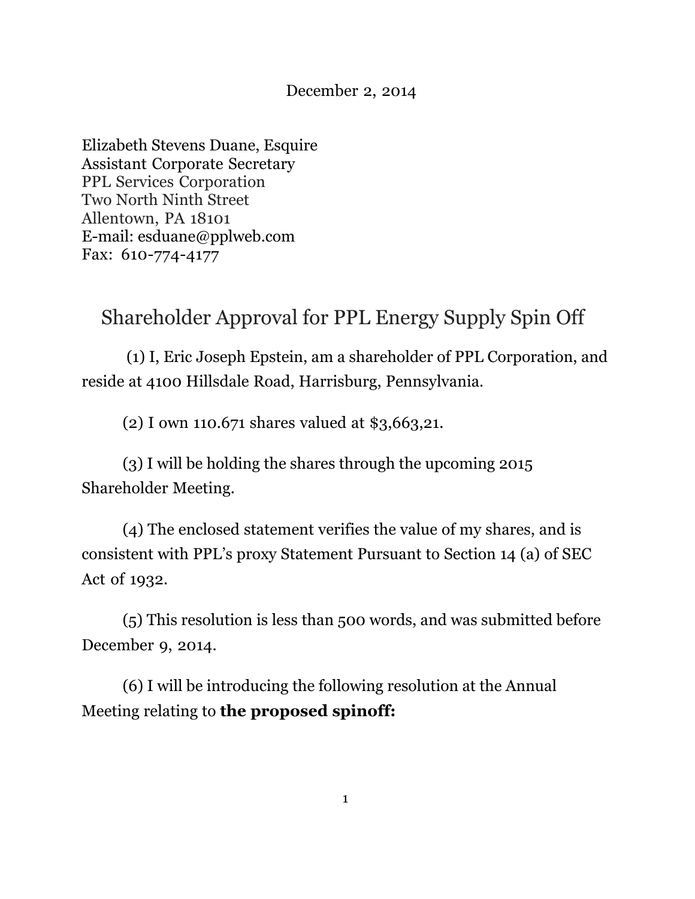December 2, 2014

Elizabeth Stevens Duane, Esquire
Assistant Corporate Secretary
PPL Services Corporation
Two North Ninth Street
Allentown, PA 18101
E-mail: esduane@pplweb.com
Fax: 610-774-4177

# Shareholder Approval for PPL Energy Supply Spin Off

(1) I, Eric Joseph Epstein, am a shareholder of PPL Corporation, and reside at 4100 Hillsdale Road, Harrisburg, Pennsylvania.

(2) I own 110.671 shares valued at $3,663,21.

(3) I will be holding the shares through the upcoming 2015 Shareholder Meeting.

(4) The enclosed statement verifies the value of my shares, and is consistent with PPL's proxy Statement Pursuant to Section 14 (a) of SEC Act of 1932.

(5) This resolution is less than 500 words, and was submitted before December 9, 2014.

(6) I will be introducing the following resolution at the Annual Meeting relating to **the proposed spinoff:**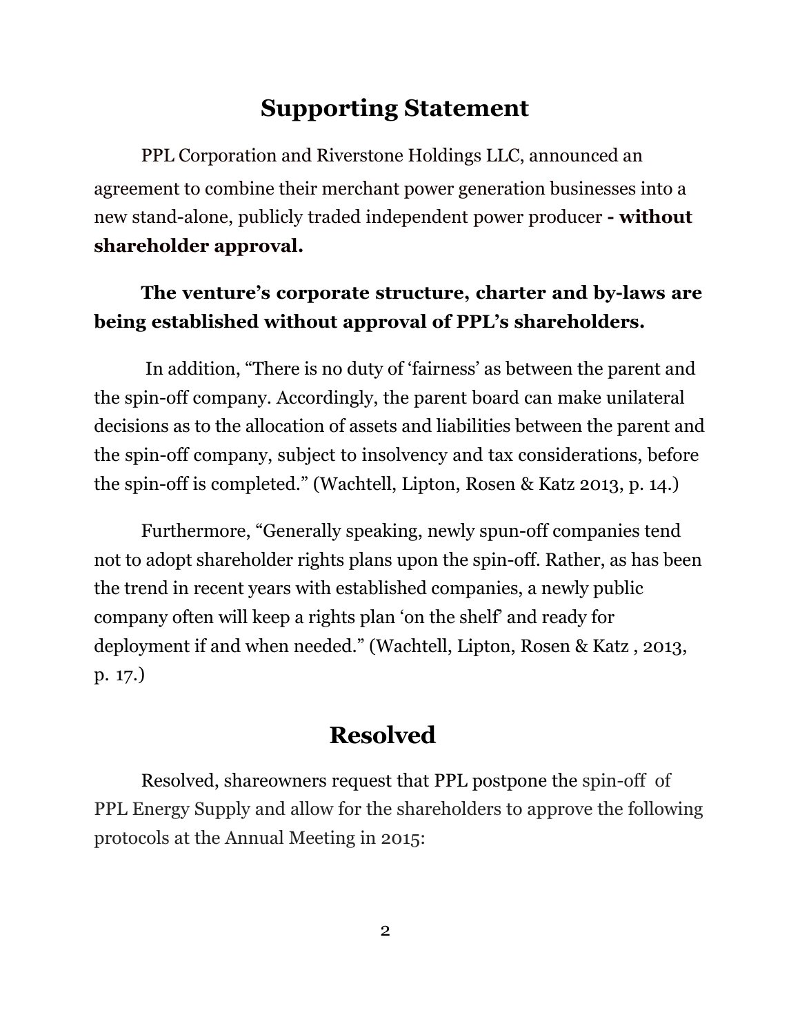## Supporting Statement

PPL Corporation and Riverstone Holdings LLC, announced an agreement to combine their merchant power generation businesses into a new stand-alone, publicly traded independent power producer **- without shareholder approval.**

**The venture's corporate structure, charter and by-laws are being established without approval of PPL's shareholders.**

In addition, "There is no duty of 'fairness' as between the parent and the spin-off company. Accordingly, the parent board can make unilateral decisions as to the allocation of assets and liabilities between the parent and the spin-off company, subject to insolvency and tax considerations, before the spin-off is completed." (Wachtell, Lipton, Rosen & Katz 2013, p. 14.)

Furthermore, "Generally speaking, newly spun-off companies tend not to adopt shareholder rights plans upon the spin-off. Rather, as has been the trend in recent years with established companies, a newly public company often will keep a rights plan 'on the shelf' and ready for deployment if and when needed." (Wachtell, Lipton, Rosen & Katz , 2013, p. 17.)

## Resolved

Resolved, shareowners request that PPL postpone the spin-off of PPL Energy Supply and allow for the shareholders to approve the following protocols at the Annual Meeting in 2015: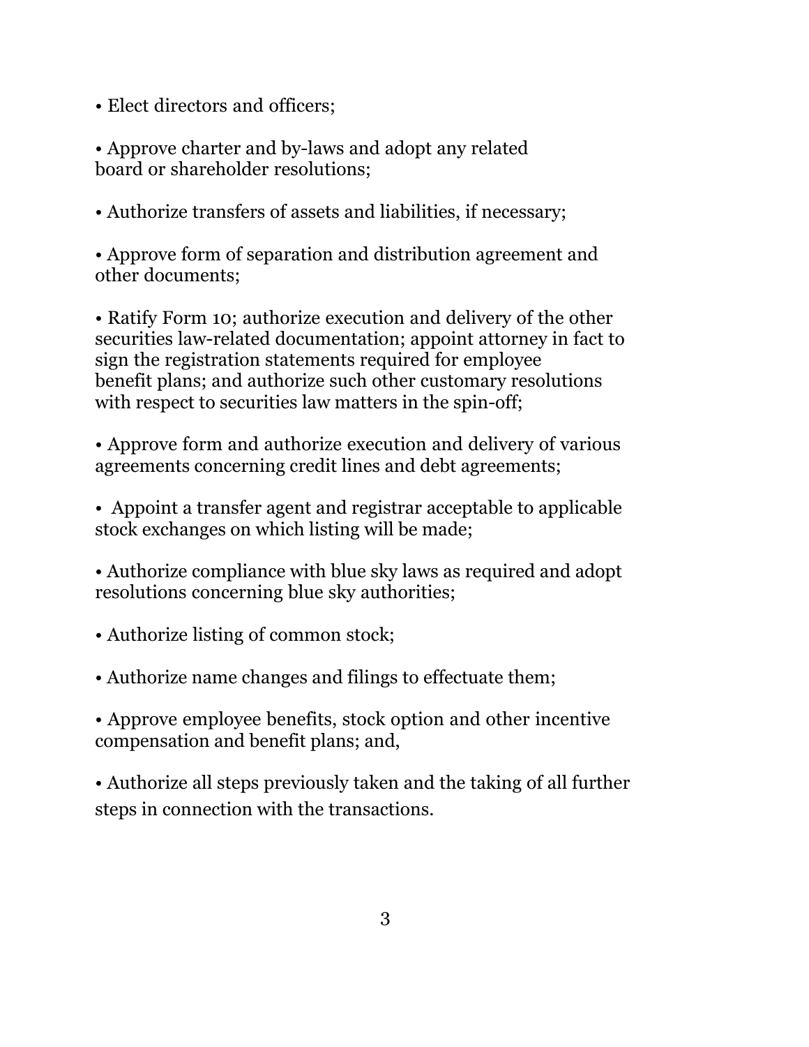- Elect directors and officers;

- Approve charter and by-laws and adopt any related board or shareholder resolutions;

- Authorize transfers of assets and liabilities, if necessary;

- Approve form of separation and distribution agreement and other documents;

- Ratify Form 10; authorize execution and delivery of the other securities law-related documentation; appoint attorney in fact to sign the registration statements required for employee benefit plans; and authorize such other customary resolutions with respect to securities law matters in the spin-off;

- Approve form and authorize execution and delivery of various agreements concerning credit lines and debt agreements;

- Appoint a transfer agent and registrar acceptable to applicable stock exchanges on which listing will be made;

- Authorize compliance with blue sky laws as required and adopt resolutions concerning blue sky authorities;

- Authorize listing of common stock;

- Authorize name changes and filings to effectuate them;

- Approve employee benefits, stock option and other incentive compensation and benefit plans; and,

- Authorize all steps previously taken and the taking of all further steps in connection with the transactions.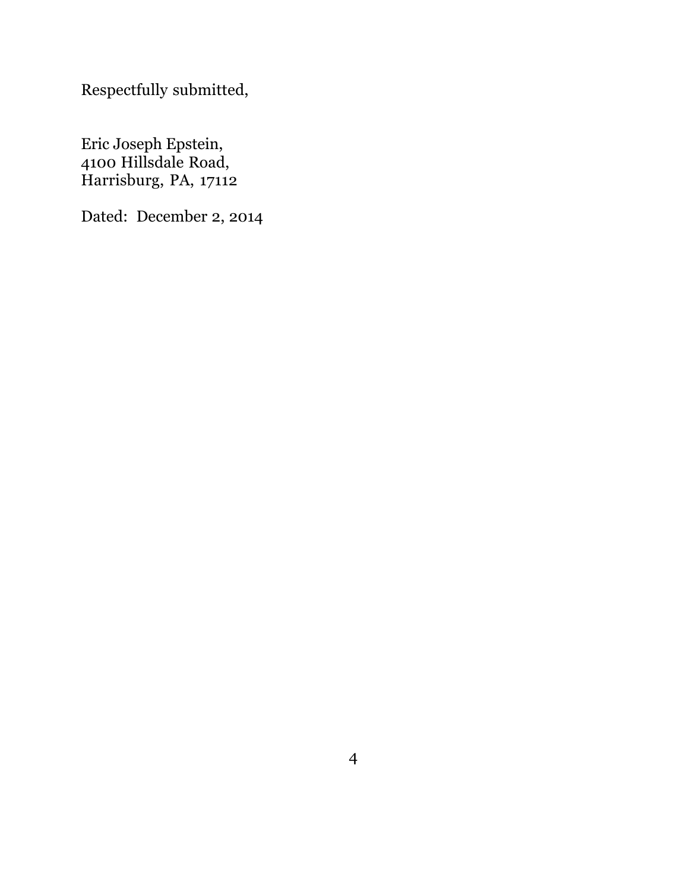Respectfully submitted,

Eric Joseph Epstein,
4100 Hillsdale Road,
Harrisburg, PA, 17112

Dated: December 2, 2014